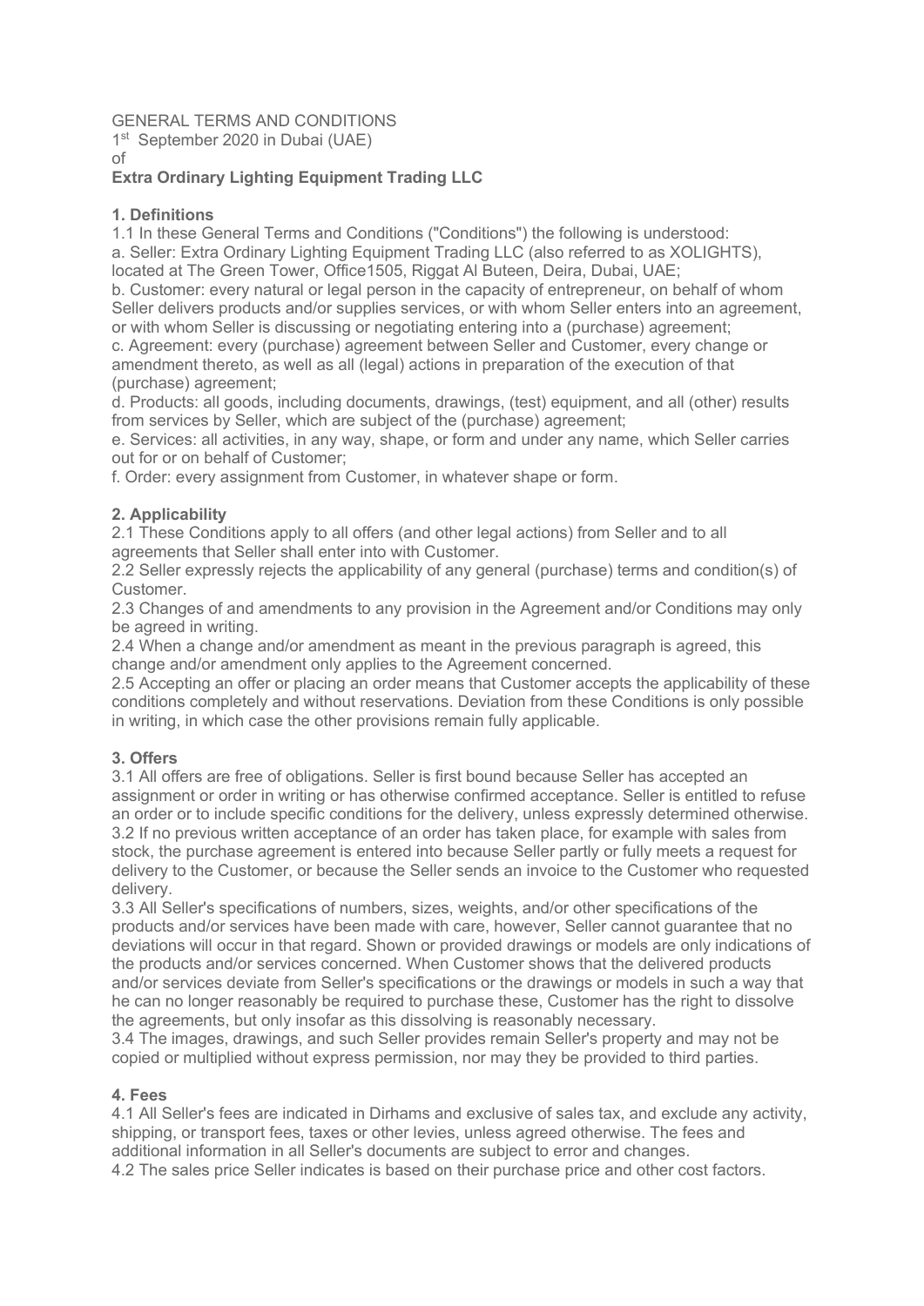GENERAL TERMS AND CONDITIONS

1st September 2020 in Dubai (UAE)

of

**Extra Ordinary Lighting Equipment Trading LLC**

## 1. Definitions

1.1 In these General Terms and Conditions ("Conditions") the following is understood:

a. Seller: Extra Ordinary Lighting Equipment Trading LLC (also referred to as XOLIGHTS), located at The Green Tower, Office1505, Riggat Al Buteen, Deira, Dubai, UAE;

b. Customer: every natural or legal person in the capacity of entrepreneur, on behalf of whom Seller delivers products and/or supplies services, or with whom Seller enters into an agreement, or with whom Seller is discussing or negotiating entering into a (purchase) agreement;

c. Agreement: every (purchase) agreement between Seller and Customer, every change or amendment thereto, as well as all (legal) actions in preparation of the execution of that (purchase) agreement;

d. Products: all goods, including documents, drawings, (test) equipment, and all (other) results from services by Seller, which are subject of the (purchase) agreement;

e. Services: all activities, in any way, shape, or form and under any name, which Seller carries out for or on behalf of Customer;

f. Order: every assignment from Customer, in whatever shape or form.

## 2. Applicability

2.1 These Conditions apply to all offers (and other legal actions) from Seller and to all agreements that Seller shall enter into with Customer.

2.2 Seller expressly rejects the applicability of any general (purchase) terms and condition(s) of Customer.

2.3 Changes of and amendments to any provision in the Agreement and/or Conditions may only be agreed in writing.

2.4 When a change and/or amendment as meant in the previous paragraph is agreed, this change and/or amendment only applies to the Agreement concerned.

2.5 Accepting an offer or placing an order means that Customer accepts the applicability of these conditions completely and without reservations. Deviation from these Conditions is only possible in writing, in which case the other provisions remain fully applicable.

## 3. Offers

3.1 All offers are free of obligations. Seller is first bound because Seller has accepted an assignment or order in writing or has otherwise confirmed acceptance. Seller is entitled to refuse an order or to include specific conditions for the delivery, unless expressly determined otherwise.

3.2 If no previous written acceptance of an order has taken place, for example with sales from stock, the purchase agreement is entered into because Seller partly or fully meets a request for delivery to the Customer, or because the Seller sends an invoice to the Customer who requested delivery.

3.3 All Seller's specifications of numbers, sizes, weights, and/or other specifications of the products and/or services have been made with care, however, Seller cannot guarantee that no deviations will occur in that regard. Shown or provided drawings or models are only indications of the products and/or services concerned. When Customer shows that the delivered products and/or services deviate from Seller's specifications or the drawings or models in such a way that he can no longer reasonably be required to purchase these, Customer has the right to dissolve the agreements, but only insofar as this dissolving is reasonably necessary.

3.4 The images, drawings, and such Seller provides remain Seller's property and may not be copied or multiplied without express permission, nor may they be provided to third parties.

## 4. Fees

4.1 All Seller's fees are indicated in Dirhams and exclusive of sales tax, and exclude any activity, shipping, or transport fees, taxes or other levies, unless agreed otherwise. The fees and additional information in all Seller's documents are subject to error and changes.

4.2 The sales price Seller indicates is based on their purchase price and other cost factors.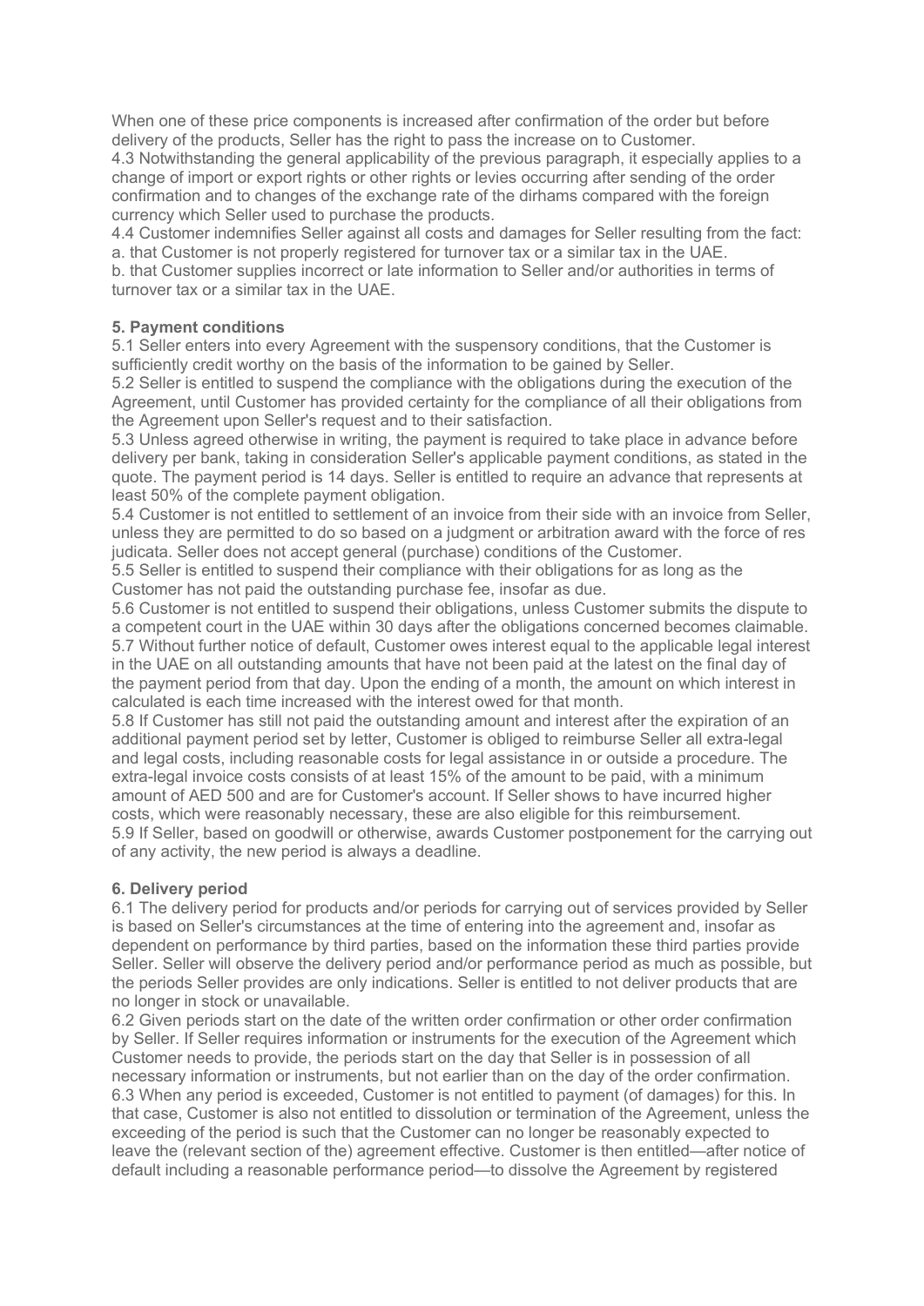When one of these price components is increased after confirmation of the order but before delivery of the products, Seller has the right to pass the increase on to Customer.

4.3 Notwithstanding the general applicability of the previous paragraph, it especially applies to a change of import or export rights or other rights or levies occurring after sending of the order confirmation and to changes of the exchange rate of the dirhams compared with the foreign currency which Seller used to purchase the products.

4.4 Customer indemnifies Seller against all costs and damages for Seller resulting from the fact:

a. that Customer is not properly registered for turnover tax or a similar tax in the UAE.

b. that Customer supplies incorrect or late information to Seller and/or authorities in terms of turnover tax or a similar tax in the UAE.

**5. Payment conditions**

5.1 Seller enters into every Agreement with the suspensory conditions, that the Customer is sufficiently credit worthy on the basis of the information to be gained by Seller.

5.2 Seller is entitled to suspend the compliance with the obligations during the execution of the Agreement, until Customer has provided certainty for the compliance of all their obligations from the Agreement upon Seller's request and to their satisfaction.

5.3 Unless agreed otherwise in writing, the payment is required to take place in advance before delivery per bank, taking in consideration Seller's applicable payment conditions, as stated in the quote. The payment period is 14 days. Seller is entitled to require an advance that represents at least 50% of the complete payment obligation.

5.4 Customer is not entitled to settlement of an invoice from their side with an invoice from Seller, unless they are permitted to do so based on a judgment or arbitration award with the force of res judicata. Seller does not accept general (purchase) conditions of the Customer.

5.5 Seller is entitled to suspend their compliance with their obligations for as long as the Customer has not paid the outstanding purchase fee, insofar as due.

5.6 Customer is not entitled to suspend their obligations, unless Customer submits the dispute to a competent court in the UAE within 30 days after the obligations concerned becomes claimable.

5.7 Without further notice of default, Customer owes interest equal to the applicable legal interest in the UAE on all outstanding amounts that have not been paid at the latest on the final day of the payment period from that day. Upon the ending of a month, the amount on which interest in calculated is each time increased with the interest owed for that month.

5.8 If Customer has still not paid the outstanding amount and interest after the expiration of an additional payment period set by letter, Customer is obliged to reimburse Seller all extra-legal and legal costs, including reasonable costs for legal assistance in or outside a procedure. The extra-legal invoice costs consists of at least 15% of the amount to be paid, with a minimum amount of AED 500 and are for Customer's account. If Seller shows to have incurred higher costs, which were reasonably necessary, these are also eligible for this reimbursement.

5.9 If Seller, based on goodwill or otherwise, awards Customer postponement for the carrying out of any activity, the new period is always a deadline.

**6. Delivery period**

6.1 The delivery period for products and/or periods for carrying out of services provided by Seller is based on Seller's circumstances at the time of entering into the agreement and, insofar as dependent on performance by third parties, based on the information these third parties provide Seller. Seller will observe the delivery period and/or performance period as much as possible, but the periods Seller provides are only indications. Seller is entitled to not deliver products that are no longer in stock or unavailable.

6.2 Given periods start on the date of the written order confirmation or other order confirmation by Seller. If Seller requires information or instruments for the execution of the Agreement which Customer needs to provide, the periods start on the day that Seller is in possession of all necessary information or instruments, but not earlier than on the day of the order confirmation.

6.3 When any period is exceeded, Customer is not entitled to payment (of damages) for this. In that case, Customer is also not entitled to dissolution or termination of the Agreement, unless the exceeding of the period is such that the Customer can no longer be reasonably expected to leave the (relevant section of the) agreement effective. Customer is then entitled—after notice of default including a reasonable performance period—to dissolve the Agreement by registered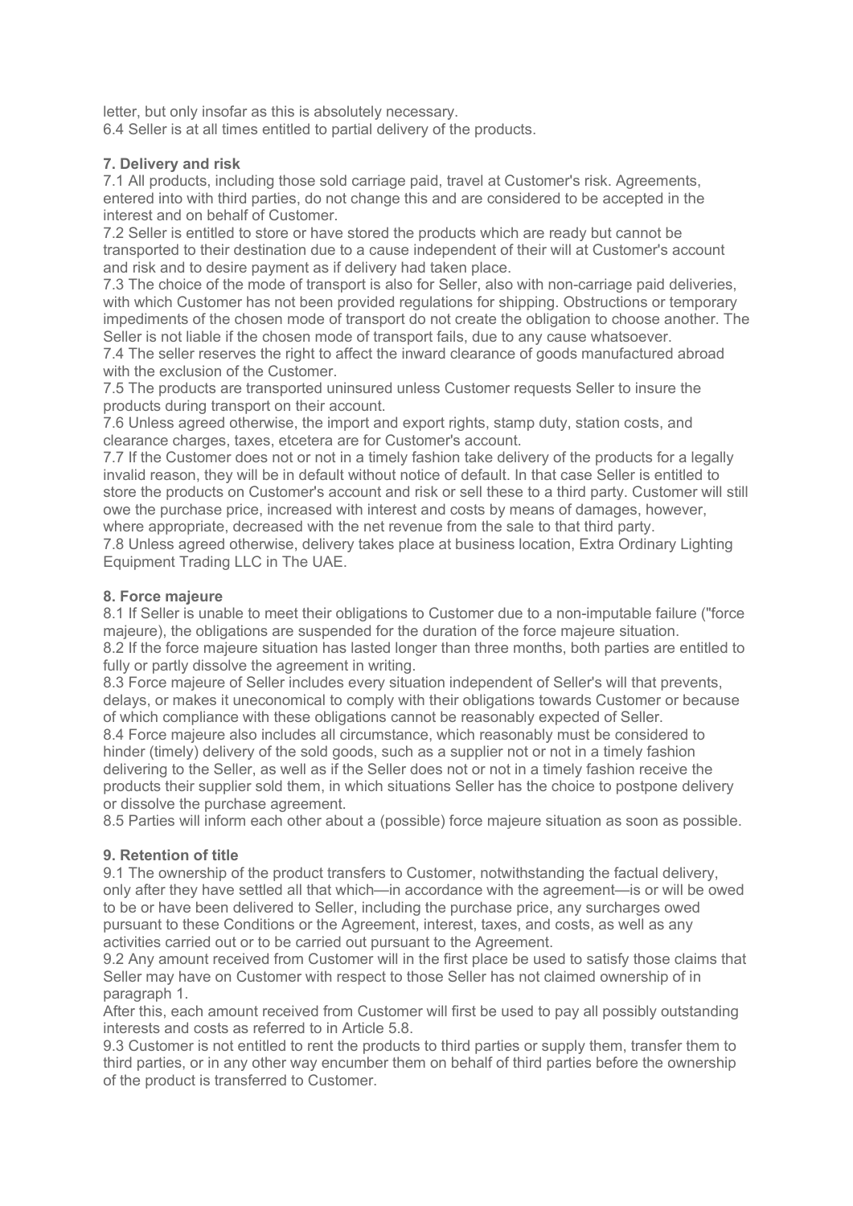letter, but only insofar as this is absolutely necessary.
6.4 Seller is at all times entitled to partial delivery of the products.

**7. Delivery and risk**

7.1 All products, including those sold carriage paid, travel at Customer's risk. Agreements, entered into with third parties, do not change this and are considered to be accepted in the interest and on behalf of Customer.
7.2 Seller is entitled to store or have stored the products which are ready but cannot be transported to their destination due to a cause independent of their will at Customer's account and risk and to desire payment as if delivery had taken place.
7.3 The choice of the mode of transport is also for Seller, also with non-carriage paid deliveries, with which Customer has not been provided regulations for shipping. Obstructions or temporary impediments of the chosen mode of transport do not create the obligation to choose another. The Seller is not liable if the chosen mode of transport fails, due to any cause whatsoever.
7.4 The seller reserves the right to affect the inward clearance of goods manufactured abroad with the exclusion of the Customer.
7.5 The products are transported uninsured unless Customer requests Seller to insure the products during transport on their account.
7.6 Unless agreed otherwise, the import and export rights, stamp duty, station costs, and clearance charges, taxes, etcetera are for Customer's account.
7.7 If the Customer does not or not in a timely fashion take delivery of the products for a legally invalid reason, they will be in default without notice of default. In that case Seller is entitled to store the products on Customer's account and risk or sell these to a third party. Customer will still owe the purchase price, increased with interest and costs by means of damages, however, where appropriate, decreased with the net revenue from the sale to that third party.
7.8 Unless agreed otherwise, delivery takes place at business location, Extra Ordinary Lighting Equipment Trading LLC in The UAE.

**8. Force majeure**

8.1 If Seller is unable to meet their obligations to Customer due to a non-imputable failure ("force majeure), the obligations are suspended for the duration of the force majeure situation.
8.2 If the force majeure situation has lasted longer than three months, both parties are entitled to fully or partly dissolve the agreement in writing.
8.3 Force majeure of Seller includes every situation independent of Seller's will that prevents, delays, or makes it uneconomical to comply with their obligations towards Customer or because of which compliance with these obligations cannot be reasonably expected of Seller.
8.4 Force majeure also includes all circumstance, which reasonably must be considered to hinder (timely) delivery of the sold goods, such as a supplier not or not in a timely fashion delivering to the Seller, as well as if the Seller does not or not in a timely fashion receive the products their supplier sold them, in which situations Seller has the choice to postpone delivery or dissolve the purchase agreement.
8.5 Parties will inform each other about a (possible) force majeure situation as soon as possible.

**9. Retention of title**

9.1 The ownership of the product transfers to Customer, notwithstanding the factual delivery, only after they have settled all that which—in accordance with the agreement—is or will be owed to be or have been delivered to Seller, including the purchase price, any surcharges owed pursuant to these Conditions or the Agreement, interest, taxes, and costs, as well as any activities carried out or to be carried out pursuant to the Agreement.
9.2 Any amount received from Customer will in the first place be used to satisfy those claims that Seller may have on Customer with respect to those Seller has not claimed ownership of in paragraph 1.
After this, each amount received from Customer will first be used to pay all possibly outstanding interests and costs as referred to in Article 5.8.
9.3 Customer is not entitled to rent the products to third parties or supply them, transfer them to third parties, or in any other way encumber them on behalf of third parties before the ownership of the product is transferred to Customer.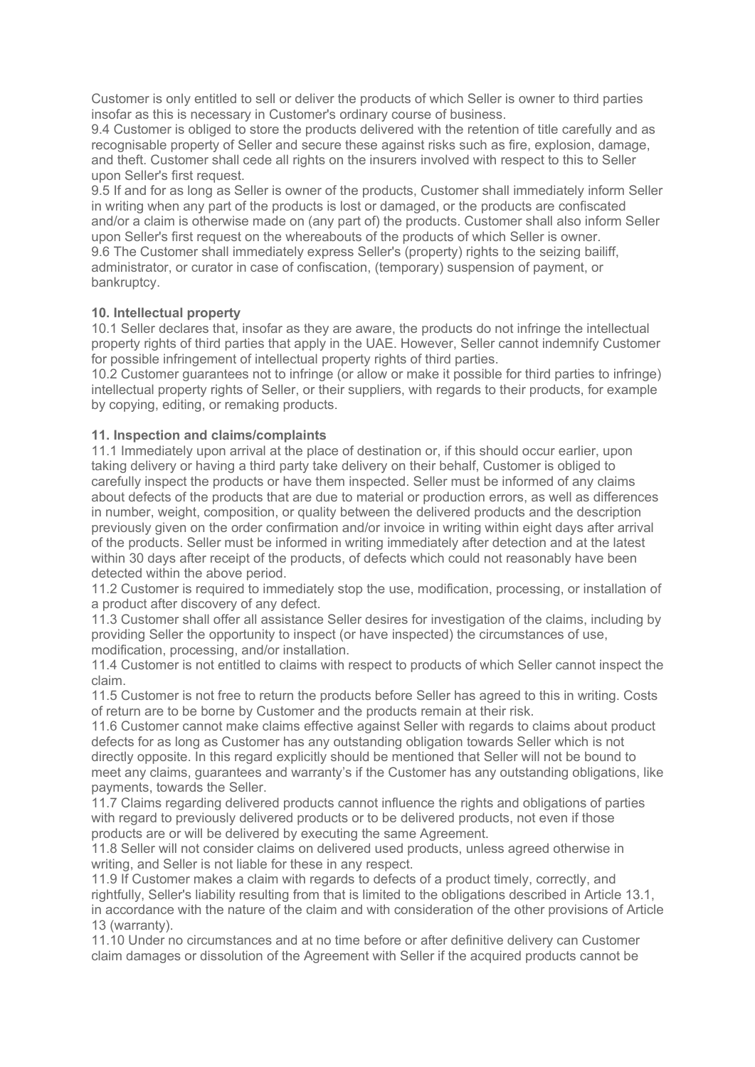Customer is only entitled to sell or deliver the products of which Seller is owner to third parties insofar as this is necessary in Customer's ordinary course of business.

9.4 Customer is obliged to store the products delivered with the retention of title carefully and as recognisable property of Seller and secure these against risks such as fire, explosion, damage, and theft. Customer shall cede all rights on the insurers involved with respect to this to Seller upon Seller's first request.

9.5 If and for as long as Seller is owner of the products, Customer shall immediately inform Seller in writing when any part of the products is lost or damaged, or the products are confiscated and/or a claim is otherwise made on (any part of) the products. Customer shall also inform Seller upon Seller's first request on the whereabouts of the products of which Seller is owner.

9.6 The Customer shall immediately express Seller's (property) rights to the seizing bailiff, administrator, or curator in case of confiscation, (temporary) suspension of payment, or bankruptcy.

**10. Intellectual property**

10.1 Seller declares that, insofar as they are aware, the products do not infringe the intellectual property rights of third parties that apply in the UAE. However, Seller cannot indemnify Customer for possible infringement of intellectual property rights of third parties.

10.2 Customer guarantees not to infringe (or allow or make it possible for third parties to infringe) intellectual property rights of Seller, or their suppliers, with regards to their products, for example by copying, editing, or remaking products.

**11. Inspection and claims/complaints**

11.1 Immediately upon arrival at the place of destination or, if this should occur earlier, upon taking delivery or having a third party take delivery on their behalf, Customer is obliged to carefully inspect the products or have them inspected. Seller must be informed of any claims about defects of the products that are due to material or production errors, as well as differences in number, weight, composition, or quality between the delivered products and the description previously given on the order confirmation and/or invoice in writing within eight days after arrival of the products. Seller must be informed in writing immediately after detection and at the latest within 30 days after receipt of the products, of defects which could not reasonably have been detected within the above period.

11.2 Customer is required to immediately stop the use, modification, processing, or installation of a product after discovery of any defect.

11.3 Customer shall offer all assistance Seller desires for investigation of the claims, including by providing Seller the opportunity to inspect (or have inspected) the circumstances of use, modification, processing, and/or installation.

11.4 Customer is not entitled to claims with respect to products of which Seller cannot inspect the claim.

11.5 Customer is not free to return the products before Seller has agreed to this in writing. Costs of return are to be borne by Customer and the products remain at their risk.

11.6 Customer cannot make claims effective against Seller with regards to claims about product defects for as long as Customer has any outstanding obligation towards Seller which is not directly opposite. In this regard explicitly should be mentioned that Seller will not be bound to meet any claims, guarantees and warranty's if the Customer has any outstanding obligations, like payments, towards the Seller.

11.7 Claims regarding delivered products cannot influence the rights and obligations of parties with regard to previously delivered products or to be delivered products, not even if those products are or will be delivered by executing the same Agreement.

11.8 Seller will not consider claims on delivered used products, unless agreed otherwise in writing, and Seller is not liable for these in any respect.

11.9 If Customer makes a claim with regards to defects of a product timely, correctly, and rightfully, Seller's liability resulting from that is limited to the obligations described in Article 13.1, in accordance with the nature of the claim and with consideration of the other provisions of Article 13 (warranty).

11.10 Under no circumstances and at no time before or after definitive delivery can Customer claim damages or dissolution of the Agreement with Seller if the acquired products cannot be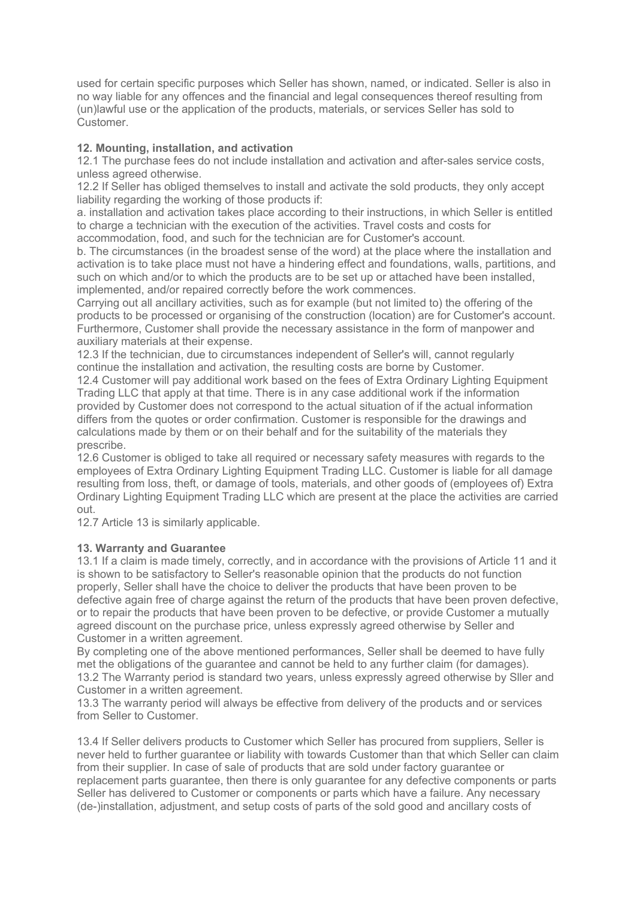used for certain specific purposes which Seller has shown, named, or indicated. Seller is also in no way liable for any offences and the financial and legal consequences thereof resulting from (un)lawful use or the application of the products, materials, or services Seller has sold to Customer.

**12. Mounting, installation, and activation**

12.1 The purchase fees do not include installation and activation and after-sales service costs, unless agreed otherwise.

12.2 If Seller has obliged themselves to install and activate the sold products, they only accept liability regarding the working of those products if:

a. installation and activation takes place according to their instructions, in which Seller is entitled to charge a technician with the execution of the activities. Travel costs and costs for accommodation, food, and such for the technician are for Customer's account.

b. The circumstances (in the broadest sense of the word) at the place where the installation and activation is to take place must not have a hindering effect and foundations, walls, partitions, and such on which and/or to which the products are to be set up or attached have been installed, implemented, and/or repaired correctly before the work commences.

Carrying out all ancillary activities, such as for example (but not limited to) the offering of the products to be processed or organising of the construction (location) are for Customer's account. Furthermore, Customer shall provide the necessary assistance in the form of manpower and auxiliary materials at their expense.

12.3 If the technician, due to circumstances independent of Seller's will, cannot regularly continue the installation and activation, the resulting costs are borne by Customer.

12.4 Customer will pay additional work based on the fees of Extra Ordinary Lighting Equipment Trading LLC that apply at that time. There is in any case additional work if the information provided by Customer does not correspond to the actual situation of if the actual information differs from the quotes or order confirmation. Customer is responsible for the drawings and calculations made by them or on their behalf and for the suitability of the materials they prescribe.

12.6 Customer is obliged to take all required or necessary safety measures with regards to the employees of Extra Ordinary Lighting Equipment Trading LLC. Customer is liable for all damage resulting from loss, theft, or damage of tools, materials, and other goods of (employees of) Extra Ordinary Lighting Equipment Trading LLC which are present at the place the activities are carried out.

12.7 Article 13 is similarly applicable.

**13. Warranty and Guarantee**

13.1 If a claim is made timely, correctly, and in accordance with the provisions of Article 11 and it is shown to be satisfactory to Seller's reasonable opinion that the products do not function properly, Seller shall have the choice to deliver the products that have been proven to be defective again free of charge against the return of the products that have been proven defective, or to repair the products that have been proven to be defective, or provide Customer a mutually agreed discount on the purchase price, unless expressly agreed otherwise by Seller and Customer in a written agreement.

By completing one of the above mentioned performances, Seller shall be deemed to have fully met the obligations of the guarantee and cannot be held to any further claim (for damages).

13.2 The Warranty period is standard two years, unless expressly agreed otherwise by Sller and Customer in a written agreement.

13.3 The warranty period will always be effective from delivery of the products and or services from Seller to Customer.

13.4 If Seller delivers products to Customer which Seller has procured from suppliers, Seller is never held to further guarantee or liability with towards Customer than that which Seller can claim from their supplier. In case of sale of products that are sold under factory guarantee or replacement parts guarantee, then there is only guarantee for any defective components or parts Seller has delivered to Customer or components or parts which have a failure. Any necessary (de-)installation, adjustment, and setup costs of parts of the sold good and ancillary costs of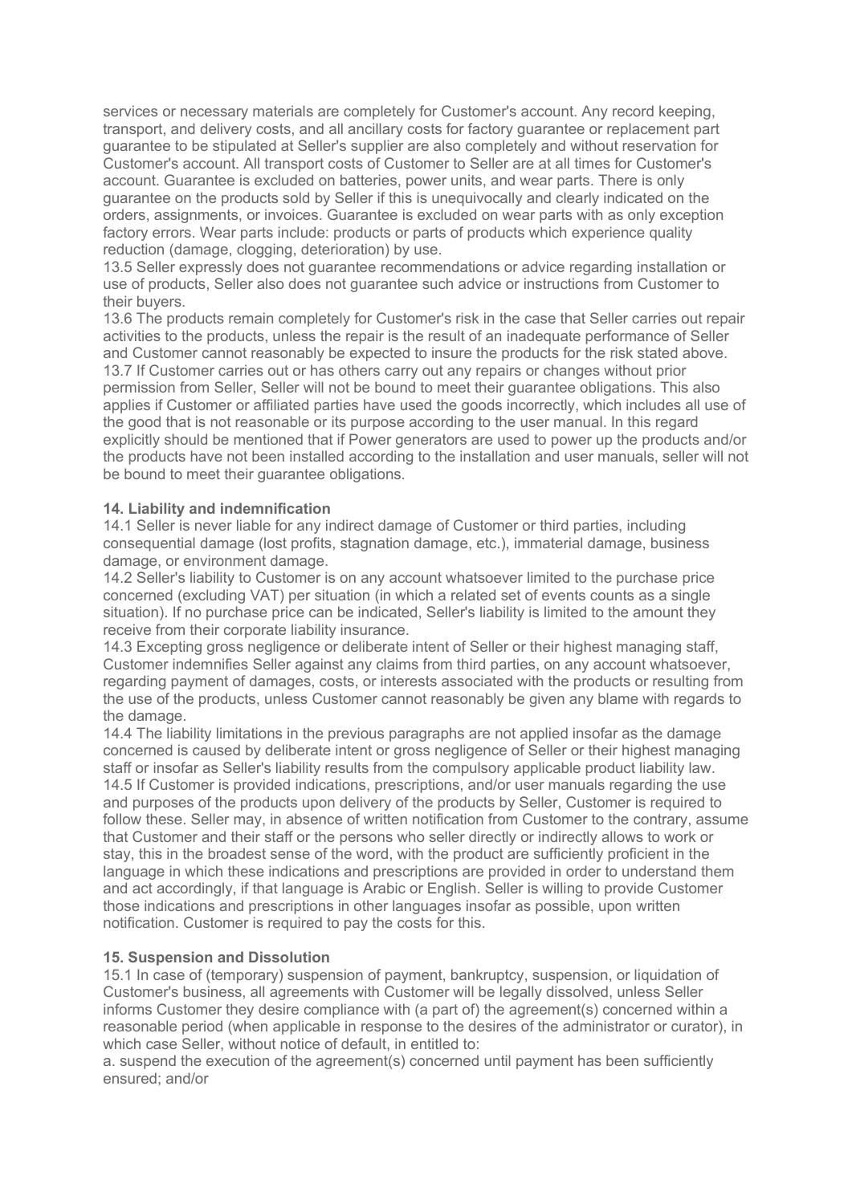services or necessary materials are completely for Customer's account. Any record keeping, transport, and delivery costs, and all ancillary costs for factory guarantee or replacement part guarantee to be stipulated at Seller's supplier are also completely and without reservation for Customer's account. All transport costs of Customer to Seller are at all times for Customer's account. Guarantee is excluded on batteries, power units, and wear parts. There is only guarantee on the products sold by Seller if this is unequivocally and clearly indicated on the orders, assignments, or invoices. Guarantee is excluded on wear parts with as only exception factory errors. Wear parts include: products or parts of products which experience quality reduction (damage, clogging, deterioration) by use.

13.5 Seller expressly does not guarantee recommendations or advice regarding installation or use of products, Seller also does not guarantee such advice or instructions from Customer to their buyers.

13.6 The products remain completely for Customer's risk in the case that Seller carries out repair activities to the products, unless the repair is the result of an inadequate performance of Seller and Customer cannot reasonably be expected to insure the products for the risk stated above.

13.7 If Customer carries out or has others carry out any repairs or changes without prior permission from Seller, Seller will not be bound to meet their guarantee obligations. This also applies if Customer or affiliated parties have used the goods incorrectly, which includes all use of the good that is not reasonable or its purpose according to the user manual. In this regard explicitly should be mentioned that if Power generators are used to power up the products and/or the products have not been installed according to the installation and user manuals, seller will not be bound to meet their guarantee obligations.

**14. Liability and indemnification**

14.1 Seller is never liable for any indirect damage of Customer or third parties, including consequential damage (lost profits, stagnation damage, etc.), immaterial damage, business damage, or environment damage.

14.2 Seller's liability to Customer is on any account whatsoever limited to the purchase price concerned (excluding VAT) per situation (in which a related set of events counts as a single situation). If no purchase price can be indicated, Seller's liability is limited to the amount they receive from their corporate liability insurance.

14.3 Excepting gross negligence or deliberate intent of Seller or their highest managing staff, Customer indemnifies Seller against any claims from third parties, on any account whatsoever, regarding payment of damages, costs, or interests associated with the products or resulting from the use of the products, unless Customer cannot reasonably be given any blame with regards to the damage.

14.4 The liability limitations in the previous paragraphs are not applied insofar as the damage concerned is caused by deliberate intent or gross negligence of Seller or their highest managing staff or insofar as Seller's liability results from the compulsory applicable product liability law.

14.5 If Customer is provided indications, prescriptions, and/or user manuals regarding the use and purposes of the products upon delivery of the products by Seller, Customer is required to follow these. Seller may, in absence of written notification from Customer to the contrary, assume that Customer and their staff or the persons who seller directly or indirectly allows to work or stay, this in the broadest sense of the word, with the product are sufficiently proficient in the language in which these indications and prescriptions are provided in order to understand them and act accordingly, if that language is Arabic or English. Seller is willing to provide Customer those indications and prescriptions in other languages insofar as possible, upon written notification. Customer is required to pay the costs for this.

**15. Suspension and Dissolution**

15.1 In case of (temporary) suspension of payment, bankruptcy, suspension, or liquidation of Customer's business, all agreements with Customer will be legally dissolved, unless Seller informs Customer they desire compliance with (a part of) the agreement(s) concerned within a reasonable period (when applicable in response to the desires of the administrator or curator), in which case Seller, without notice of default, in entitled to:

a. suspend the execution of the agreement(s) concerned until payment has been sufficiently ensured; and/or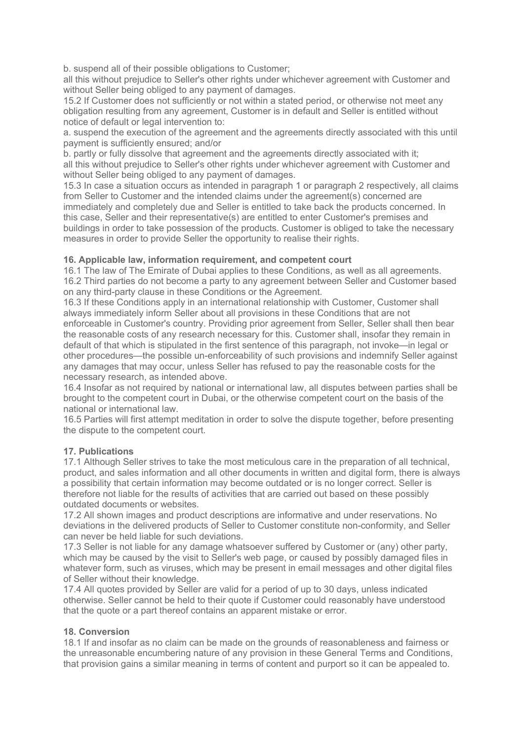b. suspend all of their possible obligations to Customer;
all this without prejudice to Seller's other rights under whichever agreement with Customer and without Seller being obliged to any payment of damages.

15.2 If Customer does not sufficiently or not within a stated period, or otherwise not meet any obligation resulting from any agreement, Customer is in default and Seller is entitled without notice of default or legal intervention to:

a. suspend the execution of the agreement and the agreements directly associated with this until payment is sufficiently ensured; and/or

b. partly or fully dissolve that agreement and the agreements directly associated with it;
all this without prejudice to Seller's other rights under whichever agreement with Customer and without Seller being obliged to any payment of damages.

15.3 In case a situation occurs as intended in paragraph 1 or paragraph 2 respectively, all claims from Seller to Customer and the intended claims under the agreement(s) concerned are immediately and completely due and Seller is entitled to take back the products concerned. In this case, Seller and their representative(s) are entitled to enter Customer's premises and buildings in order to take possession of the products. Customer is obliged to take the necessary measures in order to provide Seller the opportunity to realise their rights.

**16. Applicable law, information requirement, and competent court**

16.1 The law of The Emirate of Dubai applies to these Conditions, as well as all agreements.

16.2 Third parties do not become a party to any agreement between Seller and Customer based on any third-party clause in these Conditions or the Agreement.

16.3 If these Conditions apply in an international relationship with Customer, Customer shall always immediately inform Seller about all provisions in these Conditions that are not enforceable in Customer's country. Providing prior agreement from Seller, Seller shall then bear the reasonable costs of any research necessary for this. Customer shall, insofar they remain in default of that which is stipulated in the first sentence of this paragraph, not invoke—in legal or other procedures—the possible un-enforceability of such provisions and indemnify Seller against any damages that may occur, unless Seller has refused to pay the reasonable costs for the necessary research, as intended above.

16.4 Insofar as not required by national or international law, all disputes between parties shall be brought to the competent court in Dubai, or the otherwise competent court on the basis of the national or international law.

16.5 Parties will first attempt meditation in order to solve the dispute together, before presenting the dispute to the competent court.

**17. Publications**

17.1 Although Seller strives to take the most meticulous care in the preparation of all technical, product, and sales information and all other documents in written and digital form, there is always a possibility that certain information may become outdated or is no longer correct. Seller is therefore not liable for the results of activities that are carried out based on these possibly outdated documents or websites.

17.2 All shown images and product descriptions are informative and under reservations. No deviations in the delivered products of Seller to Customer constitute non-conformity, and Seller can never be held liable for such deviations.

17.3 Seller is not liable for any damage whatsoever suffered by Customer or (any) other party, which may be caused by the visit to Seller's web page, or caused by possibly damaged files in whatever form, such as viruses, which may be present in email messages and other digital files of Seller without their knowledge.

17.4 All quotes provided by Seller are valid for a period of up to 30 days, unless indicated otherwise. Seller cannot be held to their quote if Customer could reasonably have understood that the quote or a part thereof contains an apparent mistake or error.

**18. Conversion**

18.1 If and insofar as no claim can be made on the grounds of reasonableness and fairness or the unreasonable encumbering nature of any provision in these General Terms and Conditions, that provision gains a similar meaning in terms of content and purport so it can be appealed to.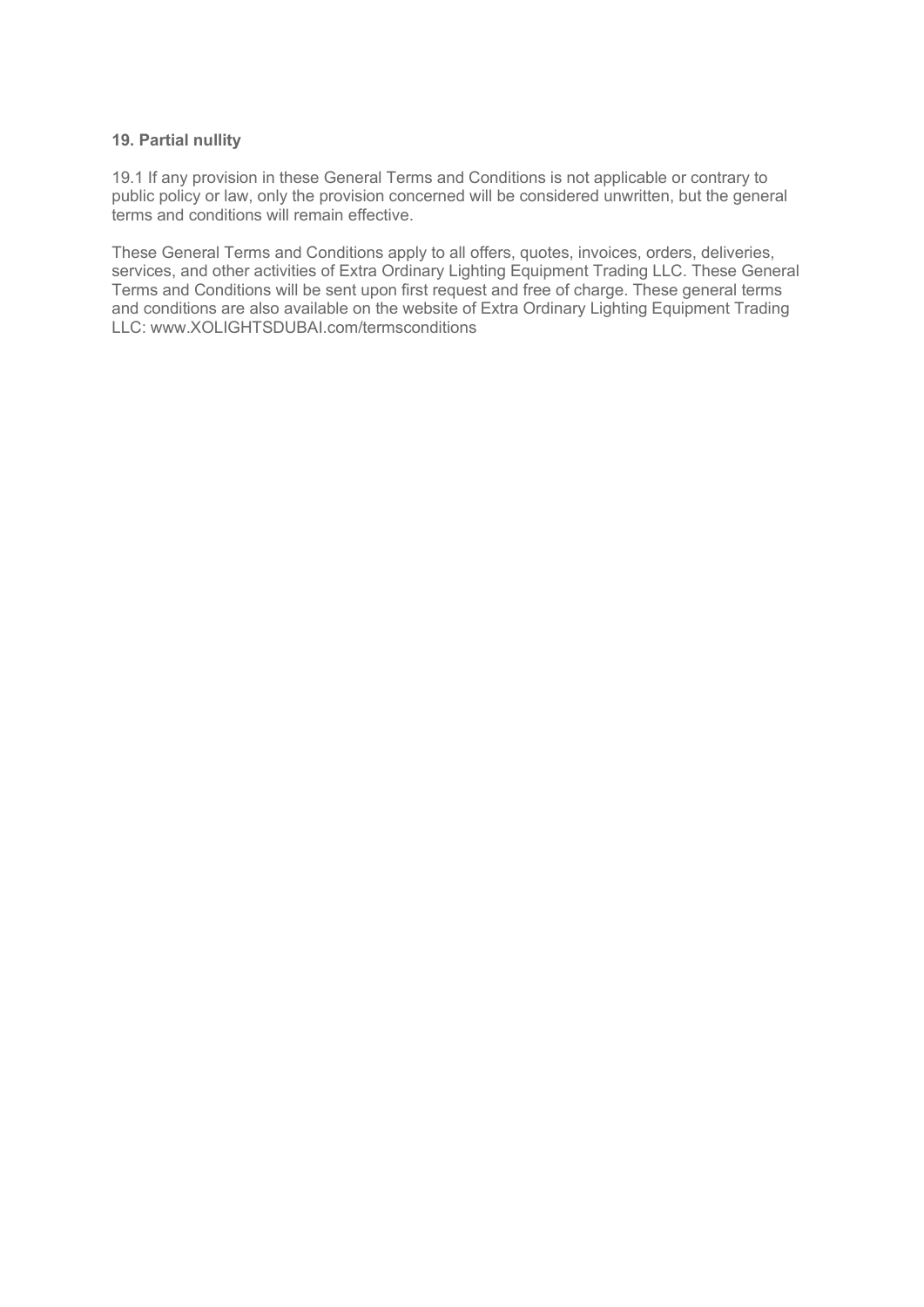**19. Partial nullity**

19.1 If any provision in these General Terms and Conditions is not applicable or contrary to public policy or law, only the provision concerned will be considered unwritten, but the general terms and conditions will remain effective.

These General Terms and Conditions apply to all offers, quotes, invoices, orders, deliveries, services, and other activities of Extra Ordinary Lighting Equipment Trading LLC. These General Terms and Conditions will be sent upon first request and free of charge. These general terms and conditions are also available on the website of Extra Ordinary Lighting Equipment Trading LLC: www.XOLIGHTSDUBAI.com/termsconditions